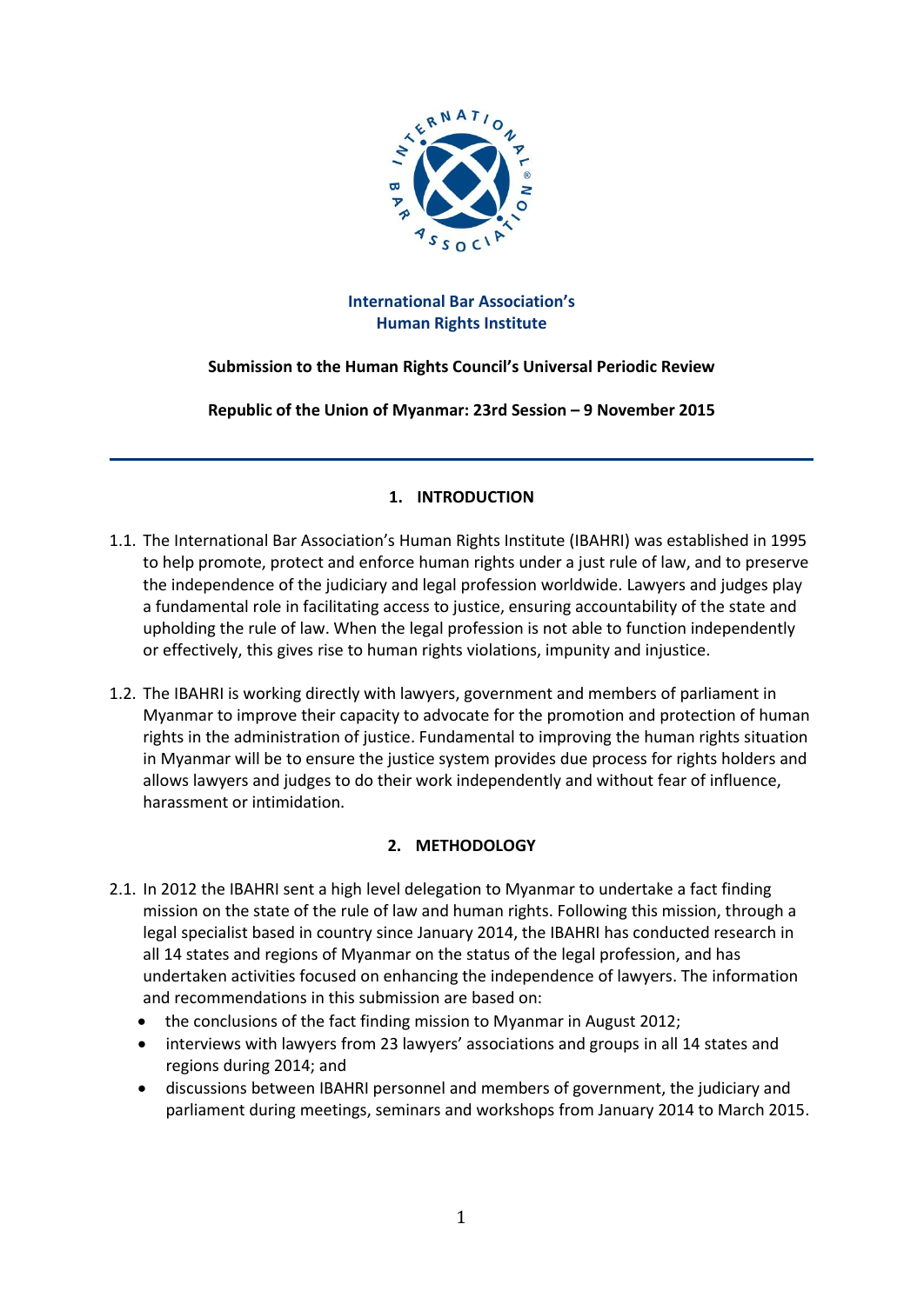**International Bar Association's**
**Human Rights Institute**

**Submission to the Human Rights Council's Universal Periodic Review**

**Republic of the Union of Myanmar: 23rd Session – 9 November 2015**

---

## 1. INTRODUCTION

1.1. The International Bar Association's Human Rights Institute (IBAHRI) was established in 1995 to help promote, protect and enforce human rights under a just rule of law, and to preserve the independence of the judiciary and legal profession worldwide. Lawyers and judges play a fundamental role in facilitating access to justice, ensuring accountability of the state and upholding the rule of law. When the legal profession is not able to function independently or effectively, this gives rise to human rights violations, impunity and injustice.

1.2. The IBAHRI is working directly with lawyers, government and members of parliament in Myanmar to improve their capacity to advocate for the promotion and protection of human rights in the administration of justice. Fundamental to improving the human rights situation in Myanmar will be to ensure the justice system provides due process for rights holders and allows lawyers and judges to do their work independently and without fear of influence, harassment or intimidation.

## 2. METHODOLOGY

2.1. In 2012 the IBAHRI sent a high level delegation to Myanmar to undertake a fact finding mission on the state of the rule of law and human rights. Following this mission, through a legal specialist based in country since January 2014, the IBAHRI has conducted research in all 14 states and regions of Myanmar on the status of the legal profession, and has undertaken activities focused on enhancing the independence of lawyers. The information and recommendations in this submission are based on:

- the conclusions of the fact finding mission to Myanmar in August 2012;
- interviews with lawyers from 23 lawyers' associations and groups in all 14 states and regions during 2014; and
- discussions between IBAHRI personnel and members of government, the judiciary and parliament during meetings, seminars and workshops from January 2014 to March 2015.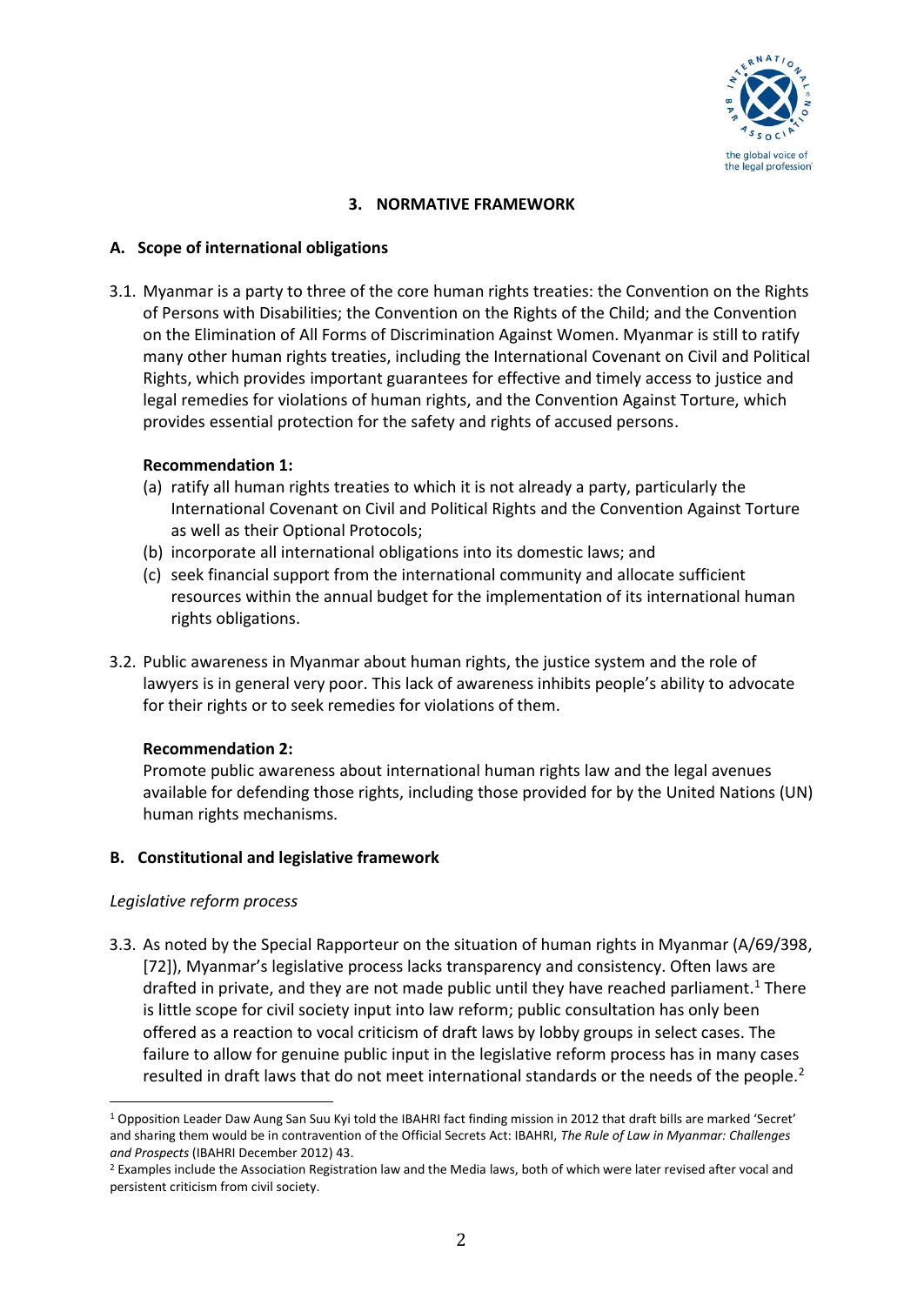## 3. NORMATIVE FRAMEWORK

### A. Scope of international obligations

3.1. Myanmar is a party to three of the core human rights treaties: the Convention on the Rights of Persons with Disabilities; the Convention on the Rights of the Child; and the Convention on the Elimination of All Forms of Discrimination Against Women. Myanmar is still to ratify many other human rights treaties, including the International Covenant on Civil and Political Rights, which provides important guarantees for effective and timely access to justice and legal remedies for violations of human rights, and the Convention Against Torture, which provides essential protection for the safety and rights of accused persons.

**Recommendation 1:**

(a) ratify all human rights treaties to which it is not already a party, particularly the International Covenant on Civil and Political Rights and the Convention Against Torture as well as their Optional Protocols;
(b) incorporate all international obligations into its domestic laws; and
(c) seek financial support from the international community and allocate sufficient resources within the annual budget for the implementation of its international human rights obligations.

3.2. Public awareness in Myanmar about human rights, the justice system and the role of lawyers is in general very poor. This lack of awareness inhibits people's ability to advocate for their rights or to seek remedies for violations of them.

**Recommendation 2:**

Promote public awareness about international human rights law and the legal avenues available for defending those rights, including those provided for by the United Nations (UN) human rights mechanisms.

### B. Constitutional and legislative framework

*Legislative reform process*

3.3. As noted by the Special Rapporteur on the situation of human rights in Myanmar (A/69/398, [72]), Myanmar's legislative process lacks transparency and consistency. Often laws are drafted in private, and they are not made public until they have reached parliament.[1] There is little scope for civil society input into law reform; public consultation has only been offered as a reaction to vocal criticism of draft laws by lobby groups in select cases. The failure to allow for genuine public input in the legislative reform process has in many cases resulted in draft laws that do not meet international standards or the needs of the people.[2]

---

[1] Opposition Leader Daw Aung San Suu Kyi told the IBAHRI fact finding mission in 2012 that draft bills are marked 'Secret' and sharing them would be in contravention of the Official Secrets Act: IBAHRI, *The Rule of Law in Myanmar: Challenges and Prospects* (IBAHRI December 2012) 43.

[2] Examples include the Association Registration law and the Media laws, both of which were later revised after vocal and persistent criticism from civil society.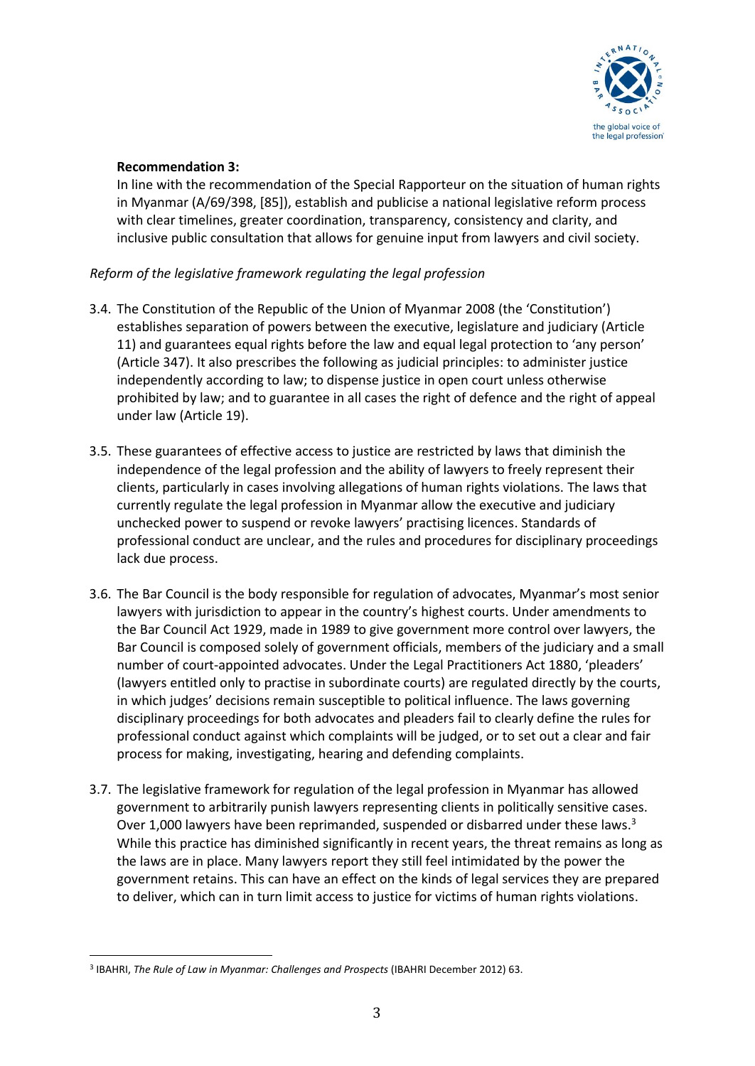**Recommendation 3:**

In line with the recommendation of the Special Rapporteur on the situation of human rights in Myanmar (A/69/398, [85]), establish and publicise a national legislative reform process with clear timelines, greater coordination, transparency, consistency and clarity, and inclusive public consultation that allows for genuine input from lawyers and civil society.

*Reform of the legislative framework regulating the legal profession*

3.4. The Constitution of the Republic of the Union of Myanmar 2008 (the 'Constitution') establishes separation of powers between the executive, legislature and judiciary (Article 11) and guarantees equal rights before the law and equal legal protection to 'any person' (Article 347). It also prescribes the following as judicial principles: to administer justice independently according to law; to dispense justice in open court unless otherwise prohibited by law; and to guarantee in all cases the right of defence and the right of appeal under law (Article 19).

3.5. These guarantees of effective access to justice are restricted by laws that diminish the independence of the legal profession and the ability of lawyers to freely represent their clients, particularly in cases involving allegations of human rights violations. The laws that currently regulate the legal profession in Myanmar allow the executive and judiciary unchecked power to suspend or revoke lawyers' practising licences. Standards of professional conduct are unclear, and the rules and procedures for disciplinary proceedings lack due process.

3.6. The Bar Council is the body responsible for regulation of advocates, Myanmar's most senior lawyers with jurisdiction to appear in the country's highest courts. Under amendments to the Bar Council Act 1929, made in 1989 to give government more control over lawyers, the Bar Council is composed solely of government officials, members of the judiciary and a small number of court-appointed advocates. Under the Legal Practitioners Act 1880, 'pleaders' (lawyers entitled only to practise in subordinate courts) are regulated directly by the courts, in which judges' decisions remain susceptible to political influence. The laws governing disciplinary proceedings for both advocates and pleaders fail to clearly define the rules for professional conduct against which complaints will be judged, or to set out a clear and fair process for making, investigating, hearing and defending complaints.

3.7. The legislative framework for regulation of the legal profession in Myanmar has allowed government to arbitrarily punish lawyers representing clients in politically sensitive cases. Over 1,000 lawyers have been reprimanded, suspended or disbarred under these laws.[3] While this practice has diminished significantly in recent years, the threat remains as long as the laws are in place. Many lawyers report they still feel intimidated by the power the government retains. This can have an effect on the kinds of legal services they are prepared to deliver, which can in turn limit access to justice for victims of human rights violations.

[3] IBAHRI, *The Rule of Law in Myanmar: Challenges and Prospects* (IBAHRI December 2012) 63.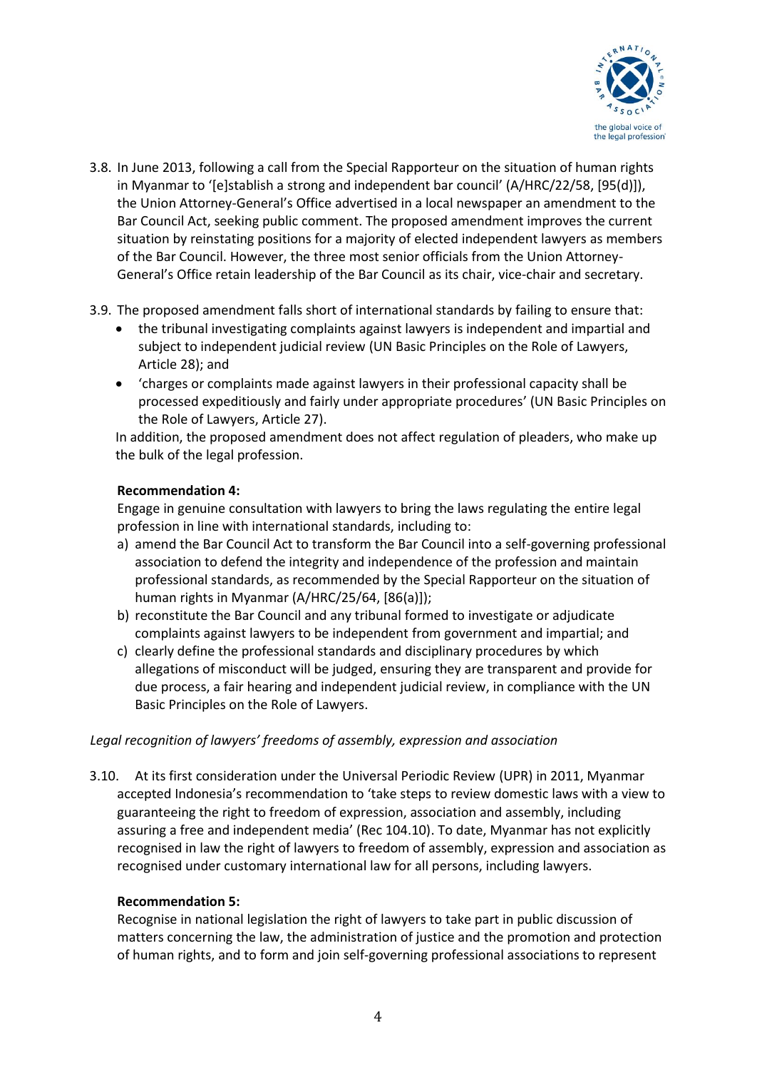3.8. In June 2013, following a call from the Special Rapporteur on the situation of human rights in Myanmar to '[e]stablish a strong and independent bar council' (A/HRC/22/58, [95(d)]), the Union Attorney-General's Office advertised in a local newspaper an amendment to the Bar Council Act, seeking public comment. The proposed amendment improves the current situation by reinstating positions for a majority of elected independent lawyers as members of the Bar Council. However, the three most senior officials from the Union Attorney-General's Office retain leadership of the Bar Council as its chair, vice-chair and secretary.

3.9. The proposed amendment falls short of international standards by failing to ensure that:

- the tribunal investigating complaints against lawyers is independent and impartial and subject to independent judicial review (UN Basic Principles on the Role of Lawyers, Article 28); and
- 'charges or complaints made against lawyers in their professional capacity shall be processed expeditiously and fairly under appropriate procedures' (UN Basic Principles on the Role of Lawyers, Article 27).

In addition, the proposed amendment does not affect regulation of pleaders, who make up the bulk of the legal profession.

**Recommendation 4:**

Engage in genuine consultation with lawyers to bring the laws regulating the entire legal profession in line with international standards, including to:

a) amend the Bar Council Act to transform the Bar Council into a self-governing professional association to defend the integrity and independence of the profession and maintain professional standards, as recommended by the Special Rapporteur on the situation of human rights in Myanmar (A/HRC/25/64, [86(a)]);
b) reconstitute the Bar Council and any tribunal formed to investigate or adjudicate complaints against lawyers to be independent from government and impartial; and
c) clearly define the professional standards and disciplinary procedures by which allegations of misconduct will be judged, ensuring they are transparent and provide for due process, a fair hearing and independent judicial review, in compliance with the UN Basic Principles on the Role of Lawyers.

*Legal recognition of lawyers' freedoms of assembly, expression and association*

3.10. At its first consideration under the Universal Periodic Review (UPR) in 2011, Myanmar accepted Indonesia's recommendation to 'take steps to review domestic laws with a view to guaranteeing the right to freedom of expression, association and assembly, including assuring a free and independent media' (Rec 104.10). To date, Myanmar has not explicitly recognised in law the right of lawyers to freedom of assembly, expression and association as recognised under customary international law for all persons, including lawyers.

**Recommendation 5:**

Recognise in national legislation the right of lawyers to take part in public discussion of matters concerning the law, the administration of justice and the promotion and protection of human rights, and to form and join self-governing professional associations to represent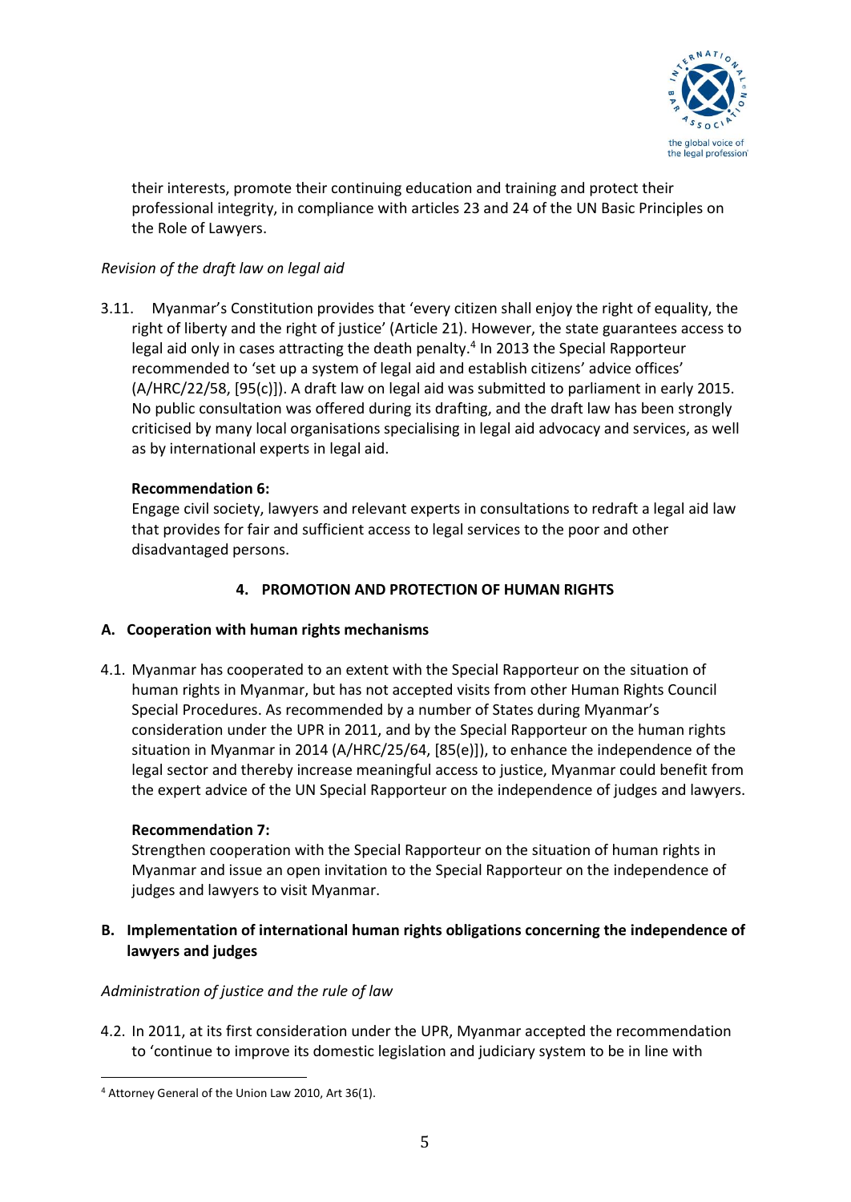their interests, promote their continuing education and training and protect their professional integrity, in compliance with articles 23 and 24 of the UN Basic Principles on the Role of Lawyers.

*Revision of the draft law on legal aid*

3.11. Myanmar's Constitution provides that 'every citizen shall enjoy the right of equality, the right of liberty and the right of justice' (Article 21). However, the state guarantees access to legal aid only in cases attracting the death penalty.[4] In 2013 the Special Rapporteur recommended to 'set up a system of legal aid and establish citizens' advice offices' (A/HRC/22/58, [95(c)]). A draft law on legal aid was submitted to parliament in early 2015. No public consultation was offered during its drafting, and the draft law has been strongly criticised by many local organisations specialising in legal aid advocacy and services, as well as by international experts in legal aid.

**Recommendation 6:**
Engage civil society, lawyers and relevant experts in consultations to redraft a legal aid law that provides for fair and sufficient access to legal services to the poor and other disadvantaged persons.

## 4. PROMOTION AND PROTECTION OF HUMAN RIGHTS

### A. Cooperation with human rights mechanisms

4.1. Myanmar has cooperated to an extent with the Special Rapporteur on the situation of human rights in Myanmar, but has not accepted visits from other Human Rights Council Special Procedures. As recommended by a number of States during Myanmar's consideration under the UPR in 2011, and by the Special Rapporteur on the human rights situation in Myanmar in 2014 (A/HRC/25/64, [85(e)]), to enhance the independence of the legal sector and thereby increase meaningful access to justice, Myanmar could benefit from the expert advice of the UN Special Rapporteur on the independence of judges and lawyers.

**Recommendation 7:**
Strengthen cooperation with the Special Rapporteur on the situation of human rights in Myanmar and issue an open invitation to the Special Rapporteur on the independence of judges and lawyers to visit Myanmar.

### B. Implementation of international human rights obligations concerning the independence of lawyers and judges

*Administration of justice and the rule of law*

4.2. In 2011, at its first consideration under the UPR, Myanmar accepted the recommendation to 'continue to improve its domestic legislation and judiciary system to be in line with

[4] Attorney General of the Union Law 2010, Art 36(1).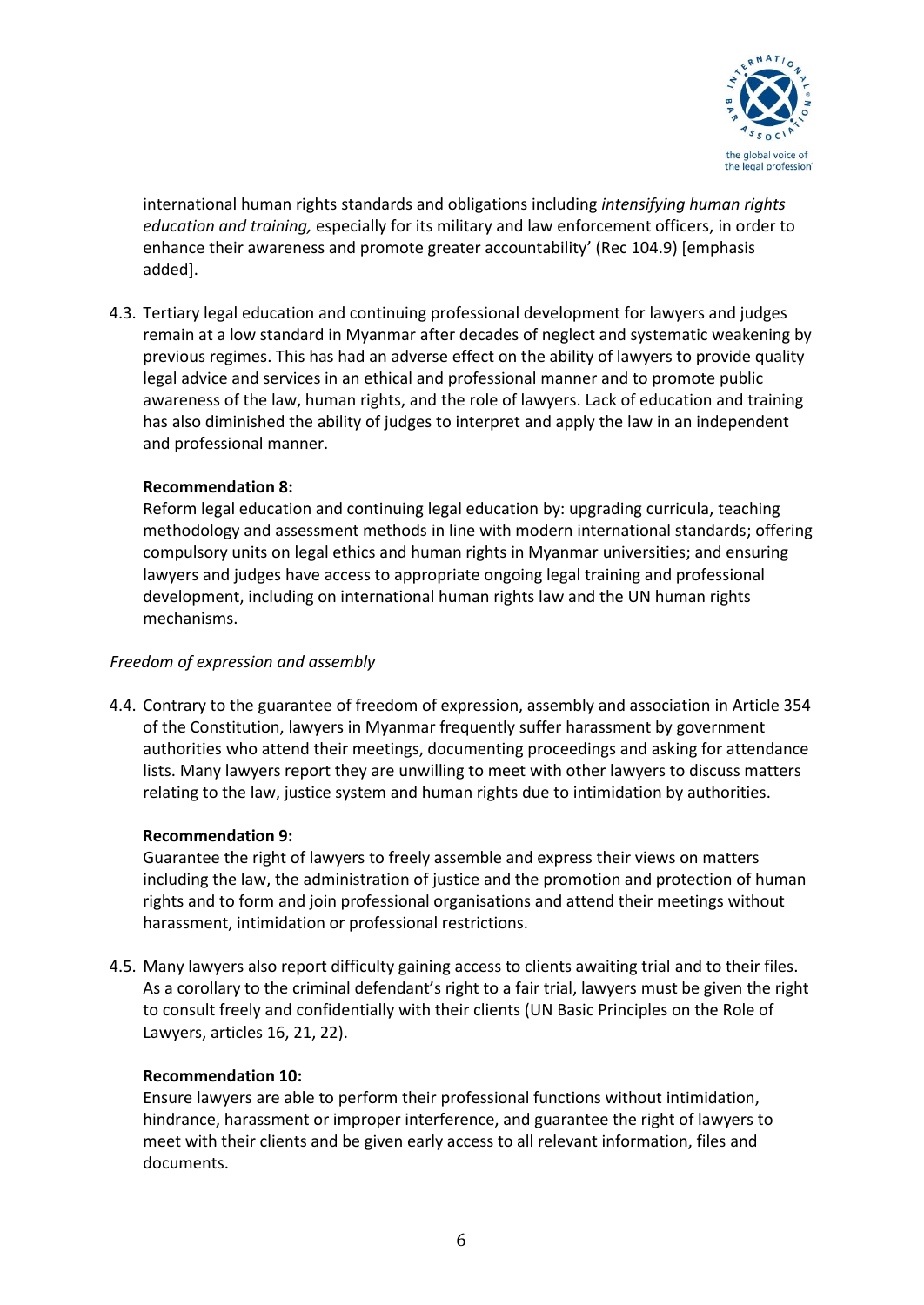international human rights standards and obligations including *intensifying human rights education and training,* especially for its military and law enforcement officers, in order to enhance their awareness and promote greater accountability' (Rec 104.9) [emphasis added].

4.3. Tertiary legal education and continuing professional development for lawyers and judges remain at a low standard in Myanmar after decades of neglect and systematic weakening by previous regimes. This has had an adverse effect on the ability of lawyers to provide quality legal advice and services in an ethical and professional manner and to promote public awareness of the law, human rights, and the role of lawyers. Lack of education and training has also diminished the ability of judges to interpret and apply the law in an independent and professional manner.

**Recommendation 8:**
Reform legal education and continuing legal education by: upgrading curricula, teaching methodology and assessment methods in line with modern international standards; offering compulsory units on legal ethics and human rights in Myanmar universities; and ensuring lawyers and judges have access to appropriate ongoing legal training and professional development, including on international human rights law and the UN human rights mechanisms.

*Freedom of expression and assembly*

4.4. Contrary to the guarantee of freedom of expression, assembly and association in Article 354 of the Constitution, lawyers in Myanmar frequently suffer harassment by government authorities who attend their meetings, documenting proceedings and asking for attendance lists. Many lawyers report they are unwilling to meet with other lawyers to discuss matters relating to the law, justice system and human rights due to intimidation by authorities.

**Recommendation 9:**
Guarantee the right of lawyers to freely assemble and express their views on matters including the law, the administration of justice and the promotion and protection of human rights and to form and join professional organisations and attend their meetings without harassment, intimidation or professional restrictions.

4.5. Many lawyers also report difficulty gaining access to clients awaiting trial and to their files. As a corollary to the criminal defendant's right to a fair trial, lawyers must be given the right to consult freely and confidentially with their clients (UN Basic Principles on the Role of Lawyers, articles 16, 21, 22).

**Recommendation 10:**
Ensure lawyers are able to perform their professional functions without intimidation, hindrance, harassment or improper interference, and guarantee the right of lawyers to meet with their clients and be given early access to all relevant information, files and documents.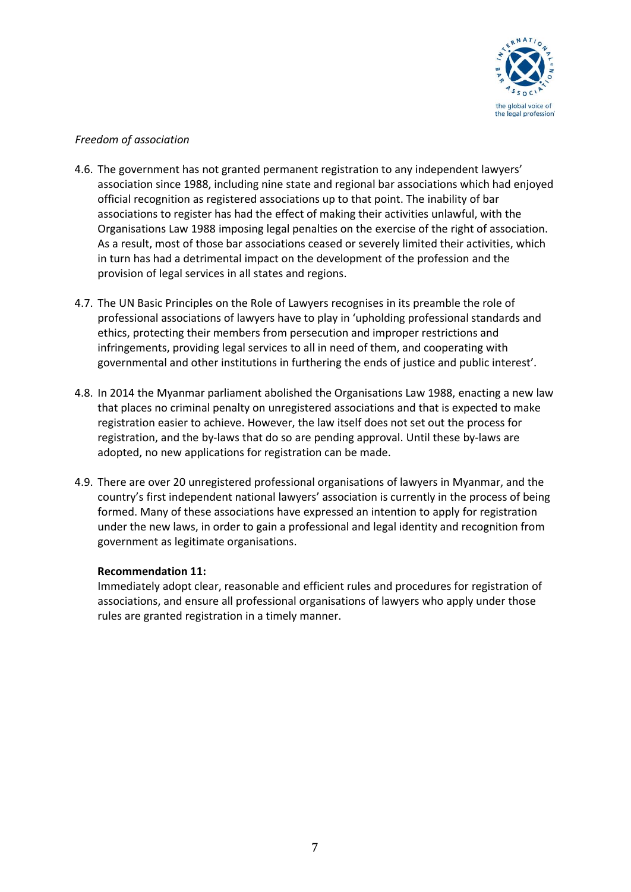*Freedom of association*

4.6. The government has not granted permanent registration to any independent lawyers' association since 1988, including nine state and regional bar associations which had enjoyed official recognition as registered associations up to that point. The inability of bar associations to register has had the effect of making their activities unlawful, with the Organisations Law 1988 imposing legal penalties on the exercise of the right of association. As a result, most of those bar associations ceased or severely limited their activities, which in turn has had a detrimental impact on the development of the profession and the provision of legal services in all states and regions.

4.7. The UN Basic Principles on the Role of Lawyers recognises in its preamble the role of professional associations of lawyers have to play in 'upholding professional standards and ethics, protecting their members from persecution and improper restrictions and infringements, providing legal services to all in need of them, and cooperating with governmental and other institutions in furthering the ends of justice and public interest'.

4.8. In 2014 the Myanmar parliament abolished the Organisations Law 1988, enacting a new law that places no criminal penalty on unregistered associations and that is expected to make registration easier to achieve. However, the law itself does not set out the process for registration, and the by-laws that do so are pending approval. Until these by-laws are adopted, no new applications for registration can be made.

4.9. There are over 20 unregistered professional organisations of lawyers in Myanmar, and the country's first independent national lawyers' association is currently in the process of being formed. Many of these associations have expressed an intention to apply for registration under the new laws, in order to gain a professional and legal identity and recognition from government as legitimate organisations.

**Recommendation 11:**

Immediately adopt clear, reasonable and efficient rules and procedures for registration of associations, and ensure all professional organisations of lawyers who apply under those rules are granted registration in a timely manner.